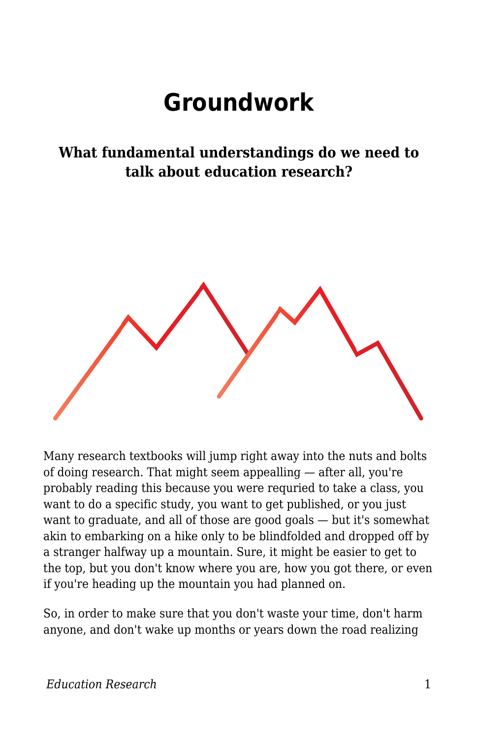# Groundwork

### What fundamental understandings do we need to talk about education research?

Many research textbooks will jump right away into the nuts and bolts of doing research. That might seem appealling — after all, you're probably reading this because you were requried to take a class, you want to do a specific study, you want to get published, or you just want to graduate, and all of those are good goals — but it's somewhat akin to embarking on a hike only to be blindfolded and dropped off by a stranger halfway up a mountain. Sure, it might be easier to get to the top, but you don't know where you are, how you got there, or even if you're heading up the mountain you had planned on.

So, in order to make sure that you don't waste your time, don't harm anyone, and don't wake up months or years down the road realizing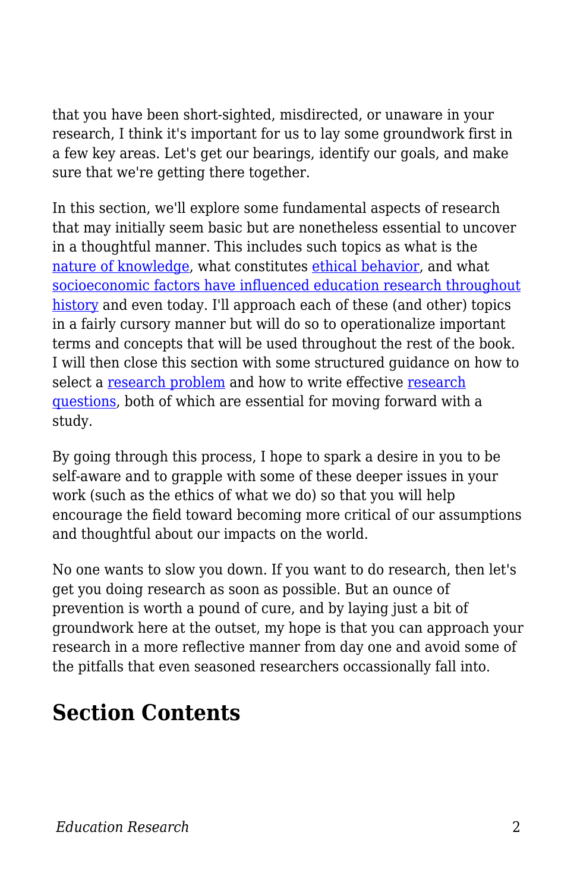that you have been short-sighted, misdirected, or unaware in your research, I think it's important for us to lay some groundwork first in a few key areas. Let's get our bearings, identify our goals, and make sure that we're getting there together.

In this section, we'll explore some fundamental aspects of research that may initially seem basic but are nonetheless essential to uncover in a thoughtful manner. This includes such topics as what is the nature of knowledge, what constitutes ethical behavior, and what socioeconomic factors have influenced education research throughout history and even today. I'll approach each of these (and other) topics in a fairly cursory manner but will do so to operationalize important terms and concepts that will be used throughout the rest of the book. I will then close this section with some structured guidance on how to select a research problem and how to write effective research questions, both of which are essential for moving forward with a study.

By going through this process, I hope to spark a desire in you to be self-aware and to grapple with some of these deeper issues in your work (such as the ethics of what we do) so that you will help encourage the field toward becoming more critical of our assumptions and thoughtful about our impacts on the world.

No one wants to slow you down. If you want to do research, then let's get you doing research as soon as possible. But an ounce of prevention is worth a pound of cure, and by laying just a bit of groundwork here at the outset, my hope is that you can approach your research in a more reflective manner from day one and avoid some of the pitfalls that even seasoned researchers occassionally fall into.

## Section Contents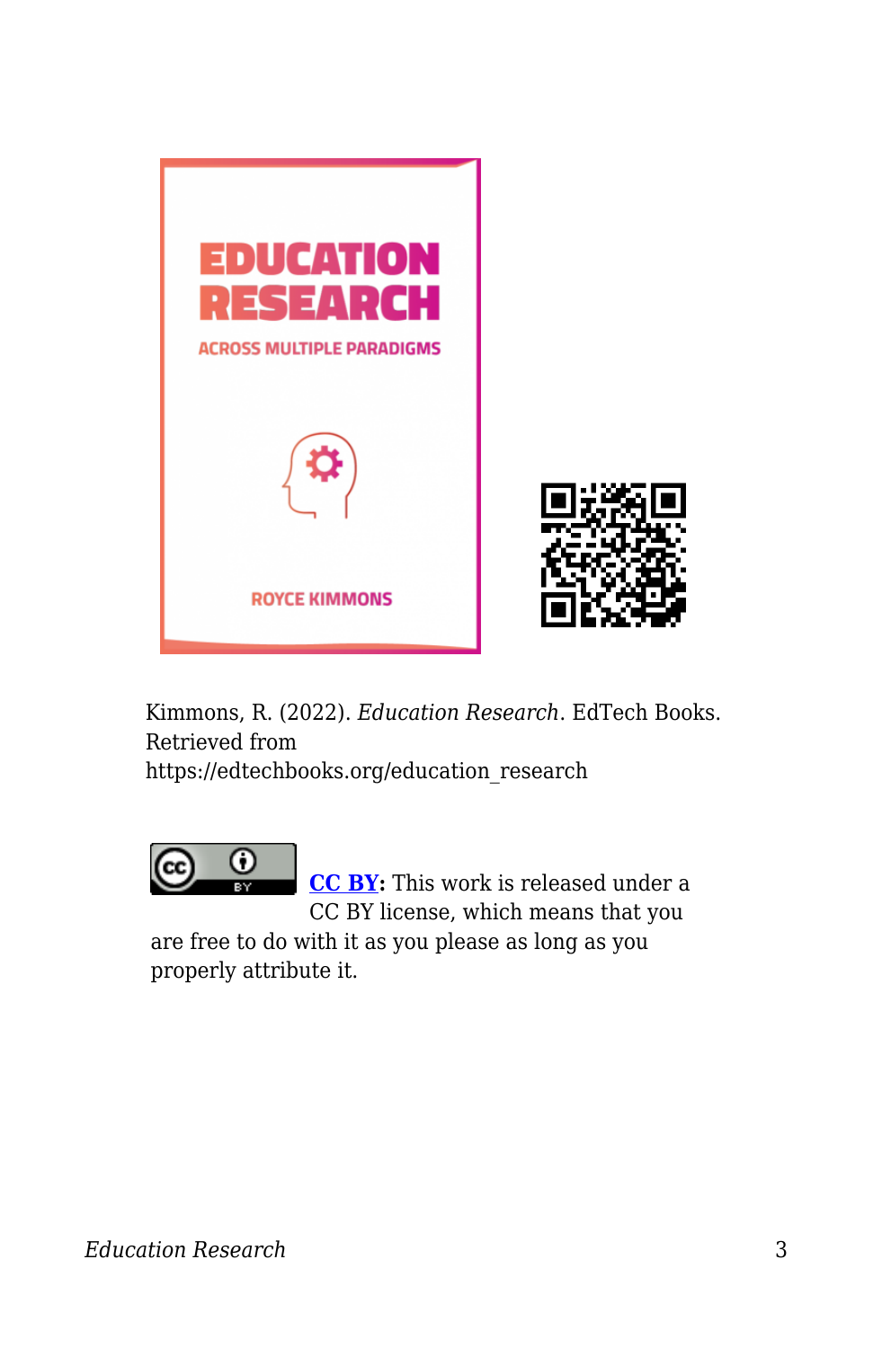Kimmons, R. (2022). *Education Research*. EdTech Books. Retrieved from https://edtechbooks.org/education_research

**CC BY:** This work is released under a CC BY license, which means that you are free to do with it as you please as long as you properly attribute it.